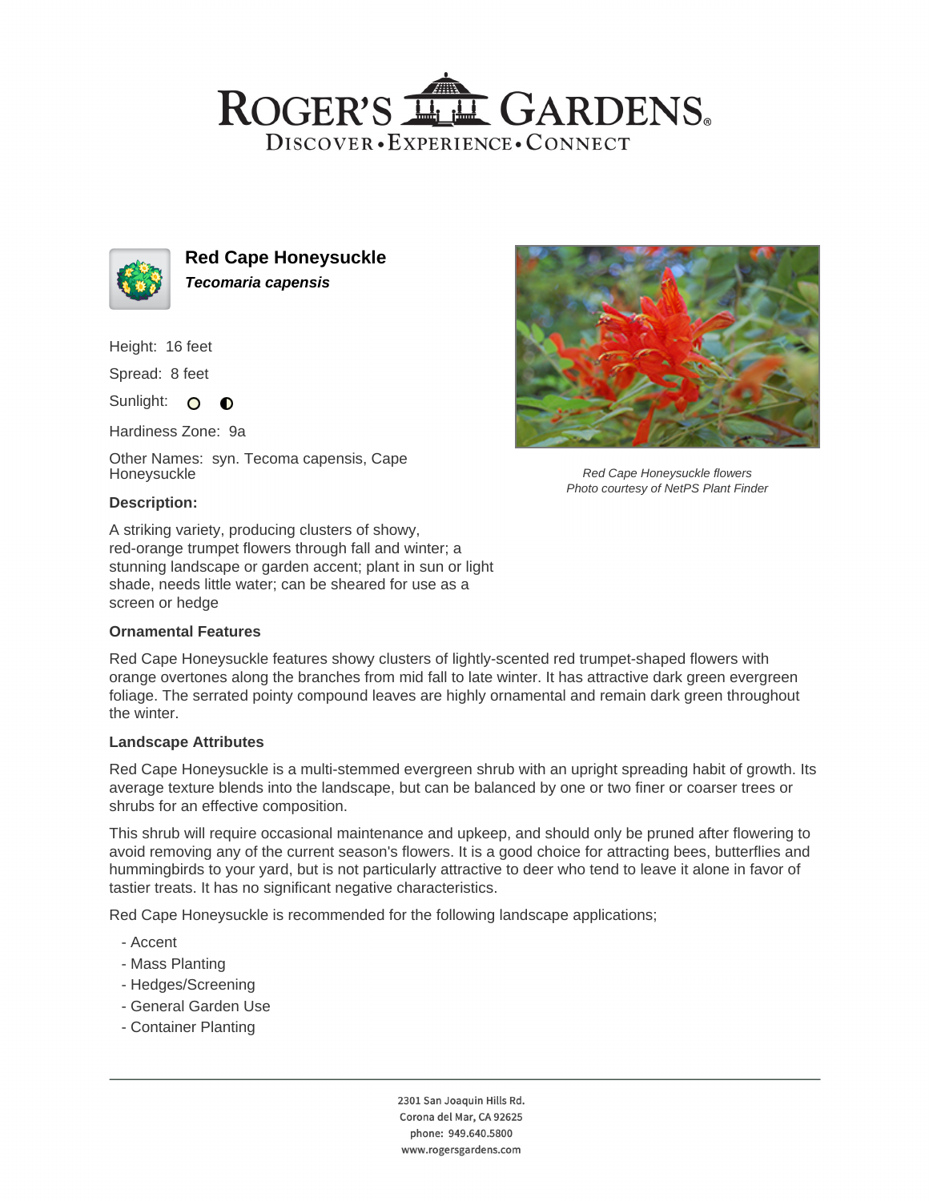# ROGER'S GARDENS

DISCOVER • EXPERIENCE • CONNECT

## Red Cape Honeysuckle

***Tecomaria capensis***

Height: 16 feet

Spread: 8 feet

Sunlight:

Hardiness Zone: 9a

Other Names: syn. Tecoma capensis, Cape Honeysuckle

*Red Cape Honeysuckle flowers*
*Photo courtesy of NetPS Plant Finder*

### Description:

A striking variety, producing clusters of showy, red-orange trumpet flowers through fall and winter; a stunning landscape or garden accent; plant in sun or light shade, needs little water; can be sheared for use as a screen or hedge

### Ornamental Features

Red Cape Honeysuckle features showy clusters of lightly-scented red trumpet-shaped flowers with orange overtones along the branches from mid fall to late winter. It has attractive dark green evergreen foliage. The serrated pointy compound leaves are highly ornamental and remain dark green throughout the winter.

### Landscape Attributes

Red Cape Honeysuckle is a multi-stemmed evergreen shrub with an upright spreading habit of growth. Its average texture blends into the landscape, but can be balanced by one or two finer or coarser trees or shrubs for an effective composition.

This shrub will require occasional maintenance and upkeep, and should only be pruned after flowering to avoid removing any of the current season's flowers. It is a good choice for attracting bees, butterflies and hummingbirds to your yard, but is not particularly attractive to deer who tend to leave it alone in favor of tastier treats. It has no significant negative characteristics.

Red Cape Honeysuckle is recommended for the following landscape applications;

- Accent
- Mass Planting
- Hedges/Screening
- General Garden Use
- Container Planting

2301 San Joaquin Hills Rd.
Corona del Mar, CA 92625
phone: 949.640.5800
www.rogersgardens.com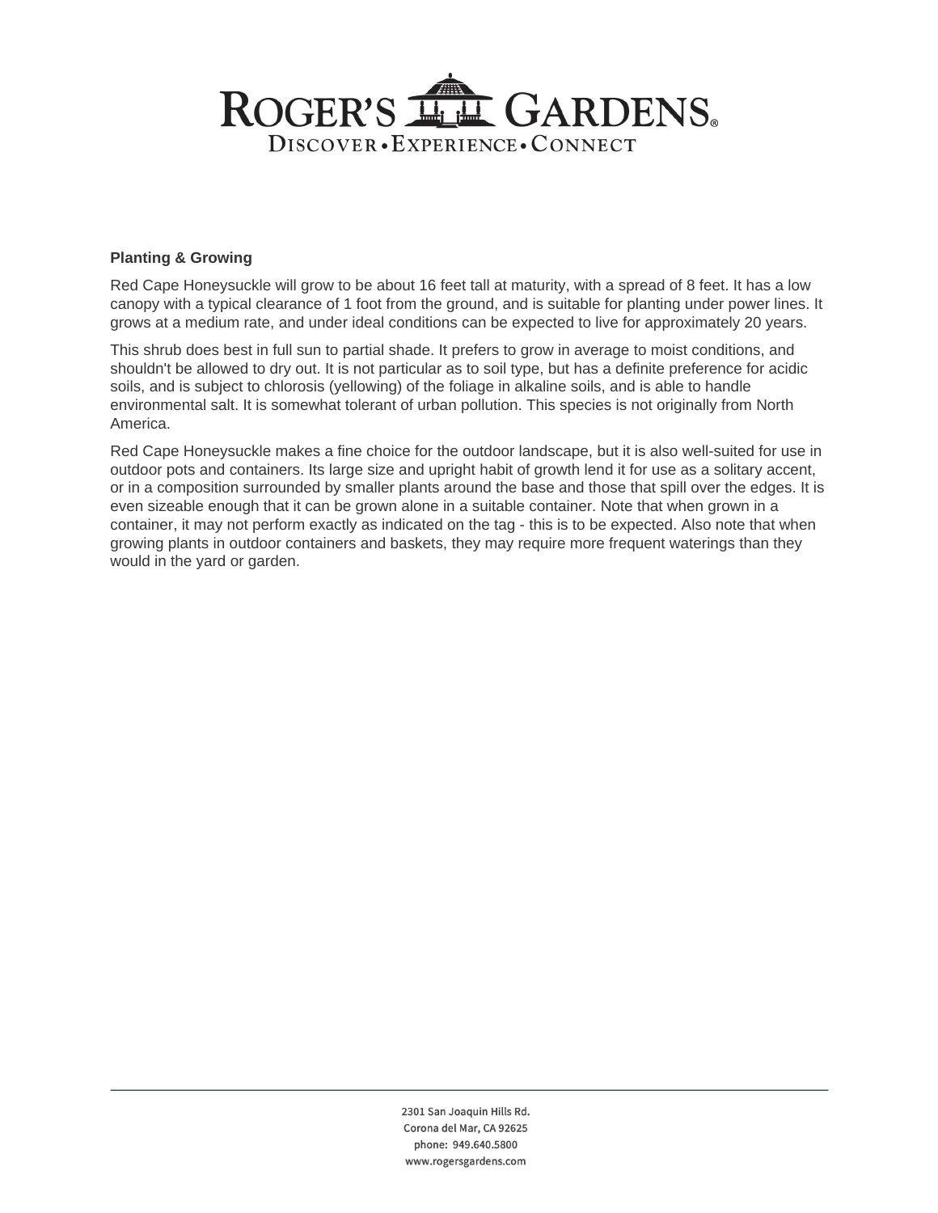**Planting & Growing**

Red Cape Honeysuckle will grow to be about 16 feet tall at maturity, with a spread of 8 feet. It has a low canopy with a typical clearance of 1 foot from the ground, and is suitable for planting under power lines. It grows at a medium rate, and under ideal conditions can be expected to live for approximately 20 years.

This shrub does best in full sun to partial shade. It prefers to grow in average to moist conditions, and shouldn't be allowed to dry out. It is not particular as to soil type, but has a definite preference for acidic soils, and is subject to chlorosis (yellowing) of the foliage in alkaline soils, and is able to handle environmental salt. It is somewhat tolerant of urban pollution. This species is not originally from North America.

Red Cape Honeysuckle makes a fine choice for the outdoor landscape, but it is also well-suited for use in outdoor pots and containers. Its large size and upright habit of growth lend it for use as a solitary accent, or in a composition surrounded by smaller plants around the base and those that spill over the edges. It is even sizeable enough that it can be grown alone in a suitable container. Note that when grown in a container, it may not perform exactly as indicated on the tag - this is to be expected. Also note that when growing plants in outdoor containers and baskets, they may require more frequent waterings than they would in the yard or garden.